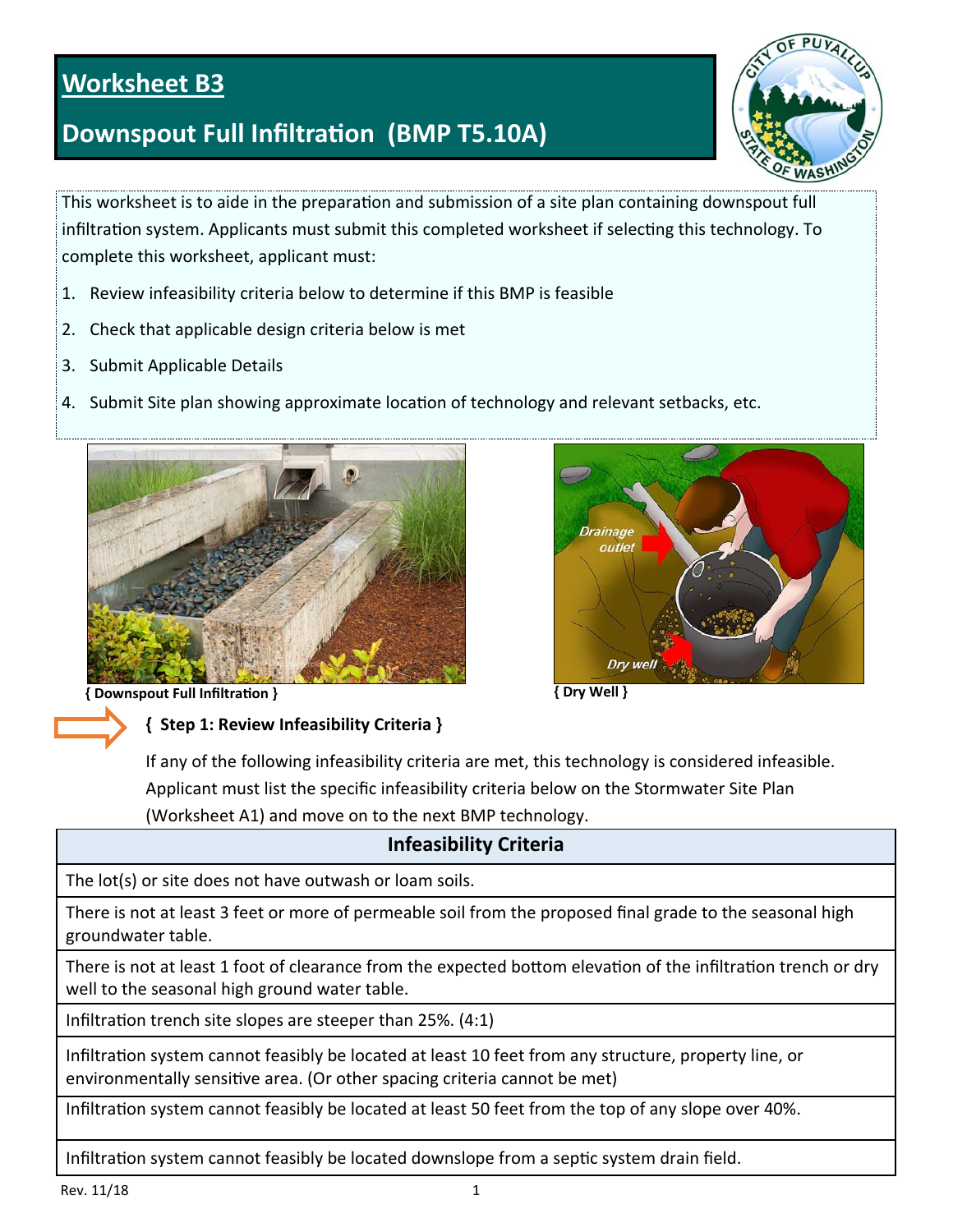# Worksheet B3

## Downspout Full Infiltration (BMP T5.10A)

This worksheet is to aide in the preparation and submission of a site plan containing downspout full infiltration system. Applicants must submit this completed worksheet if selecting this technology. To complete this worksheet, applicant must:

1. Review infeasibility criteria below to determine if this BMP is feasible
2. Check that applicable design criteria below is met
3. Submit Applicable Details
4. Submit Site plan showing approximate location of technology and relevant setbacks, etc.

{ Downspout Full Infiltration }

{ Dry Well }

### { Step 1: Review Infeasibility Criteria }

If any of the following infeasibility criteria are met, this technology is considered infeasible. Applicant must list the specific infeasibility criteria below on the Stormwater Site Plan (Worksheet A1) and move on to the next BMP technology.

| Infeasibility Criteria |
| --- |
| The lot(s) or site does not have outwash or loam soils. |
| There is not at least 3 feet or more of permeable soil from the proposed final grade to the seasonal high groundwater table. |
| There is not at least 1 foot of clearance from the expected bottom elevation of the infiltration trench or dry well to the seasonal high ground water table. |
| Infiltration trench site slopes are steeper than 25%. (4:1) |
| Infiltration system cannot feasibly be located at least 10 feet from any structure, property line, or environmentally sensitive area. (Or other spacing criteria cannot be met) |
| Infiltration system cannot feasibly be located at least 50 feet from the top of any slope over 40%. |
| Infiltration system cannot feasibly be located downslope from a septic system drain field. |

Rev. 11/18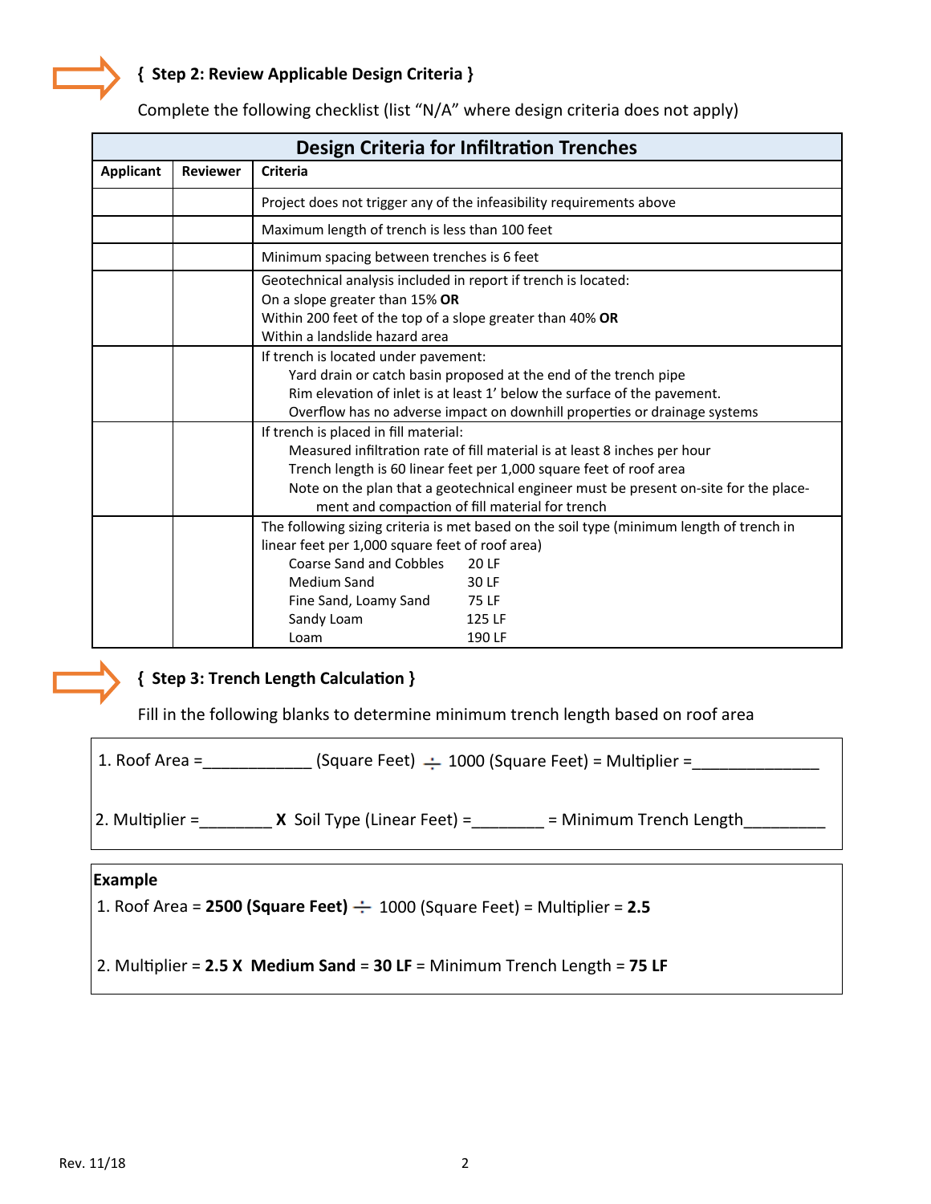## { Step 2: Review Applicable Design Criteria }

Complete the following checklist (list "N/A" where design criteria does not apply)

| Design Criteria for Infiltration Trenches | | |
|---|---|---|
| **Applicant** | **Reviewer** | **Criteria** |
| | | Project does not trigger any of the infeasibility requirements above |
| | | Maximum length of trench is less than 100 feet |
| | | Minimum spacing between trenches is 6 feet |
| | | Geotechnical analysis included in report if trench is located:<br>On a slope greater than 15% **OR**<br>Within 200 feet of the top of a slope greater than 40% **OR**<br>Within a landslide hazard area |
| | | If trench is located under pavement:<br>Yard drain or catch basin proposed at the end of the trench pipe<br>Rim elevation of inlet is at least 1' below the surface of the pavement.<br>Overflow has no adverse impact on downhill properties or drainage systems |
| | | If trench is placed in fill material:<br>Measured infiltration rate of fill material is at least 8 inches per hour<br>Trench length is 60 linear feet per 1,000 square feet of roof area<br>Note on the plan that a geotechnical engineer must be present on-site for the placement and compaction of fill material for trench |
| | | The following sizing criteria is met based on the soil type (minimum length of trench in linear feet per 1,000 square feet of roof area)<br>Coarse Sand and Cobbles 20 LF<br>Medium Sand 30 LF<br>Fine Sand, Loamy Sand 75 LF<br>Sandy Loam 125 LF<br>Loam 190 LF |

## { Step 3: Trench Length Calculation }

Fill in the following blanks to determine minimum trench length based on roof area

1. Roof Area =____________ (Square Feet) ÷ 1000 (Square Feet) = Multiplier =______________

2. Multiplier =________ **X** Soil Type (Linear Feet) =________ = Minimum Trench Length_________

**Example**

1. Roof Area = **2500 (Square Feet)** ÷ 1000 (Square Feet) = Multiplier = **2.5**

2. Multiplier = **2.5 X Medium Sand** = **30 LF** = Minimum Trench Length = **75 LF**

Rev. 11/18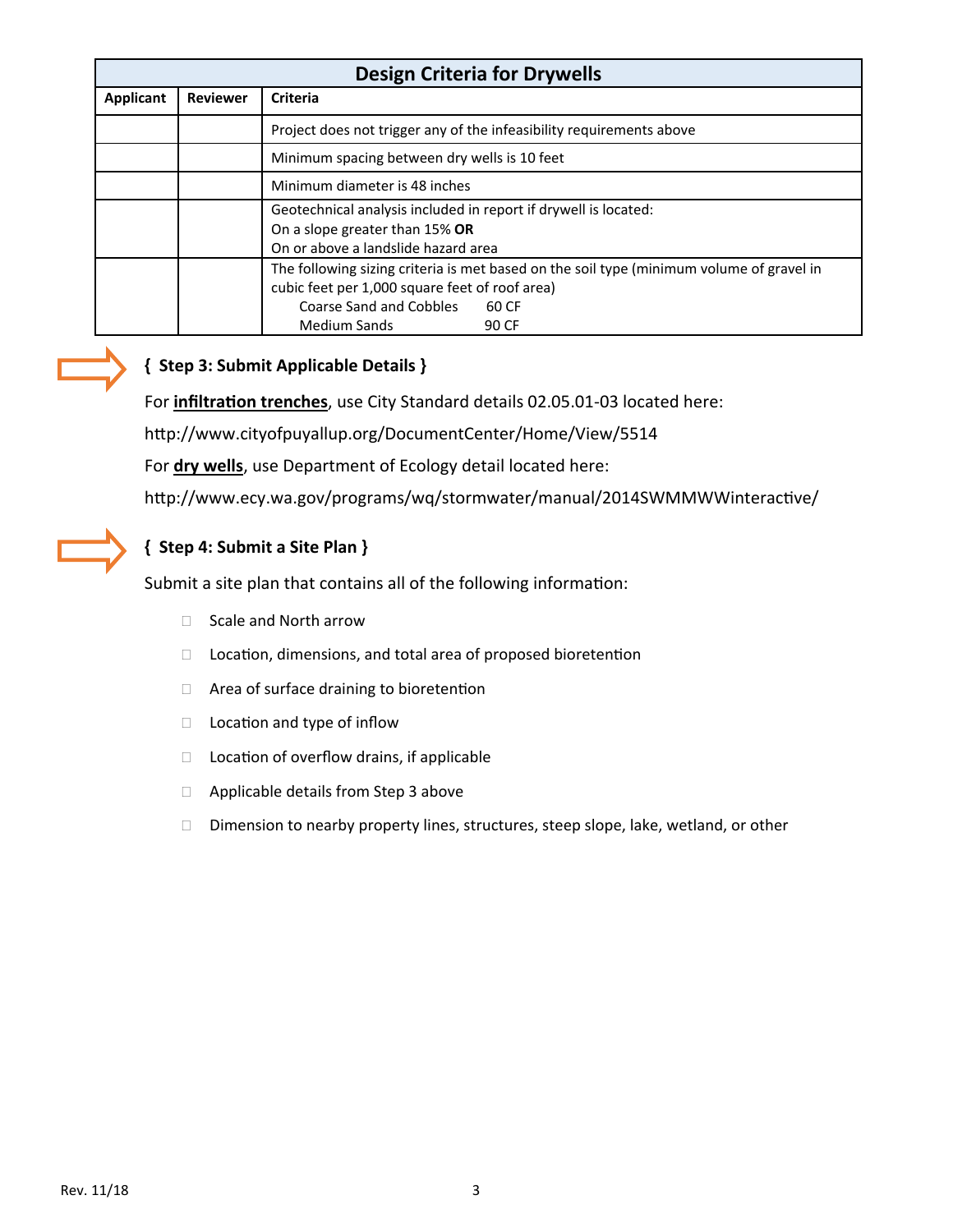| Design Criteria for Drywells | | |
|---|---|---|
| **Applicant** | **Reviewer** | **Criteria** |
| | | Project does not trigger any of the infeasibility requirements above |
| | | Minimum spacing between dry wells is 10 feet |
| | | Minimum diameter is 48 inches |
| | | Geotechnical analysis included in report if drywell is located:<br>On a slope greater than 15% **OR**<br>On or above a landslide hazard area |
| | | The following sizing criteria is met based on the soil type (minimum volume of gravel in cubic feet per 1,000 square feet of roof area)<br>Coarse Sand and Cobbles 60 CF<br>Medium Sands 90 CF |

## { Step 3: Submit Applicable Details }

For **infiltration trenches**, use City Standard details 02.05.01-03 located here:

http://www.cityofpuyallup.org/DocumentCenter/Home/View/5514

For **dry wells**, use Department of Ecology detail located here:

http://www.ecy.wa.gov/programs/wq/stormwater/manual/2014SWMMWWinteractive/

## { Step 4: Submit a Site Plan }

Submit a site plan that contains all of the following information:

- ☐ Scale and North arrow
- ☐ Location, dimensions, and total area of proposed bioretention
- ☐ Area of surface draining to bioretention
- ☐ Location and type of inflow
- ☐ Location of overflow drains, if applicable
- ☐ Applicable details from Step 3 above
- ☐ Dimension to nearby property lines, structures, steep slope, lake, wetland, or other

Rev. 11/18